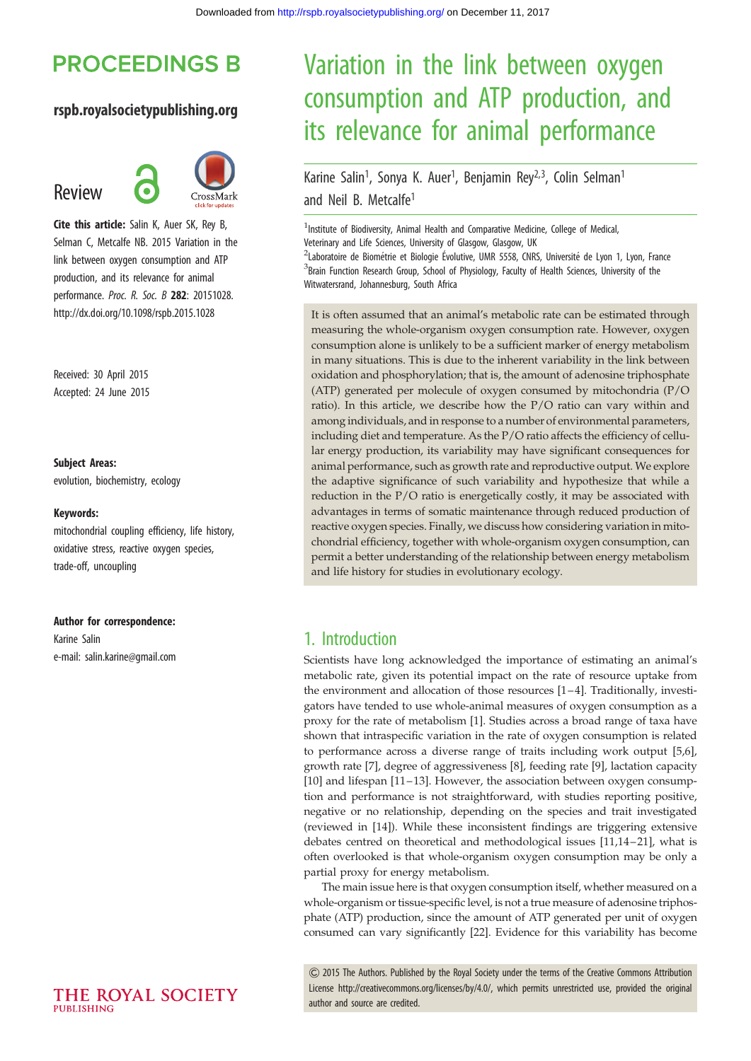# Variation in the link between oxygen consumption and ATP production, and its relevance for animal performance

Karine Salin[1], Sonya K. Auer[1], Benjamin Rey[2,3], Colin Selman[1] and Neil B. Metcalfe[1]

[1]Institute of Biodiversity, Animal Health and Comparative Medicine, College of Medical, Veterinary and Life Sciences, University of Glasgow, Glasgow, UK

[2]Laboratoire de Biométrie et Biologie Évolutive, UMR 5558, CNRS, Université de Lyon 1, Lyon, France

[3]Brain Function Research Group, School of Physiology, Faculty of Health Sciences, University of the Witwatersrand, Johannesburg, South Africa

**PROCEEDINGS B**

**rspb.royalsocietypublishing.org**

Review

**Cite this article:** Salin K, Auer SK, Rey B, Selman C, Metcalfe NB. 2015 Variation in the link between oxygen consumption and ATP production, and its relevance for animal performance. *Proc. R. Soc. B* **282**: 20151028. http://dx.doi.org/10.1098/rspb.2015.1028

Received: 30 April 2015
Accepted: 24 June 2015

**Subject Areas:**
evolution, biochemistry, ecology

**Keywords:**
mitochondrial coupling efficiency, life history, oxidative stress, reactive oxygen species, trade-off, uncoupling

**Author for correspondence:**
Karine Salin
e-mail: salin.karine@gmail.com

It is often assumed that an animal's metabolic rate can be estimated through measuring the whole-organism oxygen consumption rate. However, oxygen consumption alone is unlikely to be a sufficient marker of energy metabolism in many situations. This is due to the inherent variability in the link between oxidation and phosphorylation; that is, the amount of adenosine triphosphate (ATP) generated per molecule of oxygen consumed by mitochondria (P/O ratio). In this article, we describe how the P/O ratio can vary within and among individuals, and in response to a number of environmental parameters, including diet and temperature. As the P/O ratio affects the efficiency of cellular energy production, its variability may have significant consequences for animal performance, such as growth rate and reproductive output. We explore the adaptive significance of such variability and hypothesize that while a reduction in the P/O ratio is energetically costly, it may be associated with advantages in terms of somatic maintenance through reduced production of reactive oxygen species. Finally, we discuss how considering variation in mitochondrial efficiency, together with whole-organism oxygen consumption, can permit a better understanding of the relationship between energy metabolism and life history for studies in evolutionary ecology.

## 1. Introduction

Scientists have long acknowledged the importance of estimating an animal's metabolic rate, given its potential impact on the rate of resource uptake from the environment and allocation of those resources [1–4]. Traditionally, investigators have tended to use whole-animal measures of oxygen consumption as a proxy for the rate of metabolism [1]. Studies across a broad range of taxa have shown that intraspecific variation in the rate of oxygen consumption is related to performance across a diverse range of traits including work output [5,6], growth rate [7], degree of aggressiveness [8], feeding rate [9], lactation capacity [10] and lifespan [11–13]. However, the association between oxygen consumption and performance is not straightforward, with studies reporting positive, negative or no relationship, depending on the species and trait investigated (reviewed in [14]). While these inconsistent findings are triggering extensive debates centred on theoretical and methodological issues [11,14–21], what is often overlooked is that whole-organism oxygen consumption may be only a partial proxy for energy metabolism.

The main issue here is that oxygen consumption itself, whether measured on a whole-organism or tissue-specific level, is not a true measure of adenosine triphosphate (ATP) production, since the amount of ATP generated per unit of oxygen consumed can vary significantly [22]. Evidence for this variability has become

© 2015 The Authors. Published by the Royal Society under the terms of the Creative Commons Attribution License http://creativecommons.org/licenses/by/4.0/, which permits unrestricted use, provided the original author and source are credited.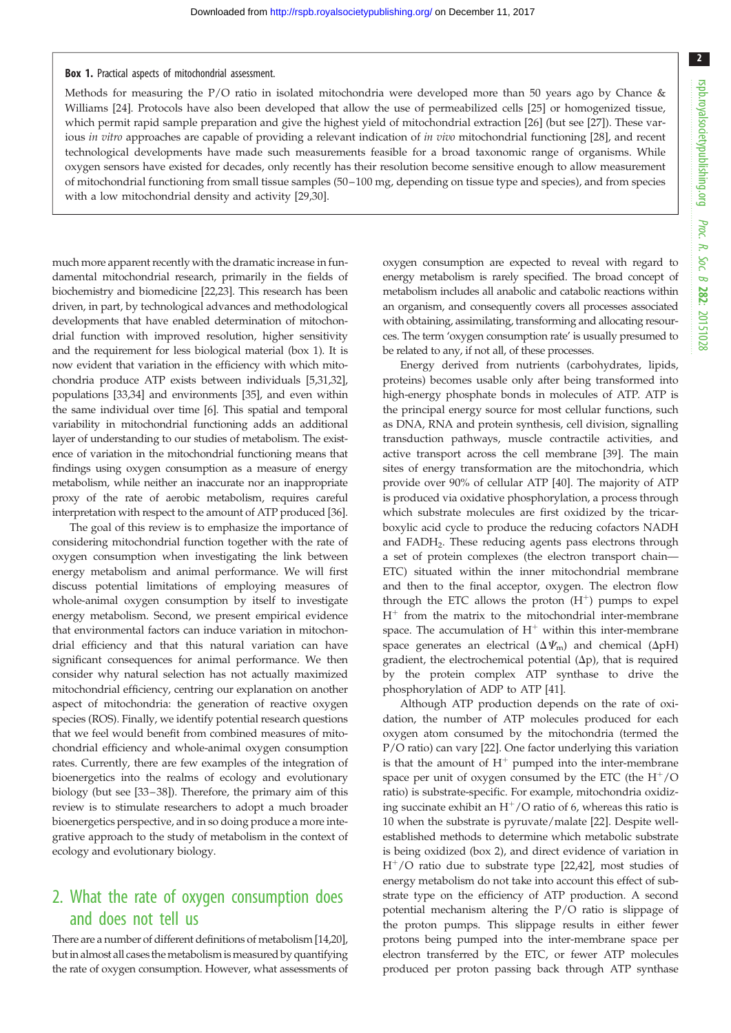**Box 1.** Practical aspects of mitochondrial assessment.

Methods for measuring the P/O ratio in isolated mitochondria were developed more than 50 years ago by Chance & Williams [24]. Protocols have also been developed that allow the use of permeabilized cells [25] or homogenized tissue, which permit rapid sample preparation and give the highest yield of mitochondrial extraction [26] (but see [27]). These various *in vitro* approaches are capable of providing a relevant indication of *in vivo* mitochondrial functioning [28], and recent technological developments have made such measurements feasible for a broad taxonomic range of organisms. While oxygen sensors have existed for decades, only recently has their resolution become sensitive enough to allow measurement of mitochondrial functioning from small tissue samples (50–100 mg, depending on tissue type and species), and from species with a low mitochondrial density and activity [29,30].

much more apparent recently with the dramatic increase in fundamental mitochondrial research, primarily in the fields of biochemistry and biomedicine [22,23]. This research has been driven, in part, by technological advances and methodological developments that have enabled determination of mitochondrial function with improved resolution, higher sensitivity and the requirement for less biological material (box 1). It is now evident that variation in the efficiency with which mitochondria produce ATP exists between individuals [5,31,32], populations [33,34] and environments [35], and even within the same individual over time [6]. This spatial and temporal variability in mitochondrial functioning adds an additional layer of understanding to our studies of metabolism. The existence of variation in the mitochondrial functioning means that findings using oxygen consumption as a measure of energy metabolism, while neither an inaccurate nor an inappropriate proxy of the rate of aerobic metabolism, requires careful interpretation with respect to the amount of ATP produced [36].

The goal of this review is to emphasize the importance of considering mitochondrial function together with the rate of oxygen consumption when investigating the link between energy metabolism and animal performance. We will first discuss potential limitations of employing measures of whole-animal oxygen consumption by itself to investigate energy metabolism. Second, we present empirical evidence that environmental factors can induce variation in mitochondrial efficiency and that this natural variation can have significant consequences for animal performance. We then consider why natural selection has not actually maximized mitochondrial efficiency, centring our explanation on another aspect of mitochondria: the generation of reactive oxygen species (ROS). Finally, we identify potential research questions that we feel would benefit from combined measures of mitochondrial efficiency and whole-animal oxygen consumption rates. Currently, there are few examples of the integration of bioenergetics into the realms of ecology and evolutionary biology (but see [33–38]). Therefore, the primary aim of this review is to stimulate researchers to adopt a much broader bioenergetics perspective, and in so doing produce a more integrative approach to the study of metabolism in the context of ecology and evolutionary biology.

## 2. What the rate of oxygen consumption does and does not tell us

There are a number of different definitions of metabolism [14,20], but in almost all cases the metabolism is measured by quantifying the rate of oxygen consumption. However, what assessments of oxygen consumption are expected to reveal with regard to energy metabolism is rarely specified. The broad concept of metabolism includes all anabolic and catabolic reactions within an organism, and consequently covers all processes associated with obtaining, assimilating, transforming and allocating resources. The term 'oxygen consumption rate' is usually presumed to be related to any, if not all, of these processes.

Energy derived from nutrients (carbohydrates, lipids, proteins) becomes usable only after being transformed into high-energy phosphate bonds in molecules of ATP. ATP is the principal energy source for most cellular functions, such as DNA, RNA and protein synthesis, cell division, signalling transduction pathways, muscle contractile activities, and active transport across the cell membrane [39]. The main sites of energy transformation are the mitochondria, which provide over 90% of cellular ATP [40]. The majority of ATP is produced via oxidative phosphorylation, a process through which substrate molecules are first oxidized by the tricarboxylic acid cycle to produce the reducing cofactors NADH and $FADH_2$. These reducing agents pass electrons through a set of protein complexes (the electron transport chain—ETC) situated within the inner mitochondrial membrane and then to the final acceptor, oxygen. The electron flow through the ETC allows the proton ($H^+$) pumps to expel $H^+$ from the matrix to the mitochondrial inter-membrane space. The accumulation of $H^+$ within this inter-membrane space generates an electrical ($\Delta\Psi_m$) and chemical ($\Delta$pH) gradient, the electrochemical potential ($\Delta$p), that is required by the protein complex ATP synthase to drive the phosphorylation of ADP to ATP [41].

Although ATP production depends on the rate of oxidation, the number of ATP molecules produced for each oxygen atom consumed by the mitochondria (termed the P/O ratio) can vary [22]. One factor underlying this variation is that the amount of $H^+$ pumped into the inter-membrane space per unit of oxygen consumed by the ETC (the $H^+$/O ratio) is substrate-specific. For example, mitochondria oxidizing succinate exhibit an $H^+$/O ratio of 6, whereas this ratio is 10 when the substrate is pyruvate/malate [22]. Despite well-established methods to determine which metabolic substrate is being oxidized (box 2), and direct evidence of variation in $H^+$/O ratio due to substrate type [22,42], most studies of energy metabolism do not take into account this effect of substrate type on the efficiency of ATP production. A second potential mechanism altering the P/O ratio is slippage of the proton pumps. This slippage results in either fewer protons being pumped into the inter-membrane space per electron transferred by the ETC, or fewer ATP molecules produced per proton passing back through ATP synthase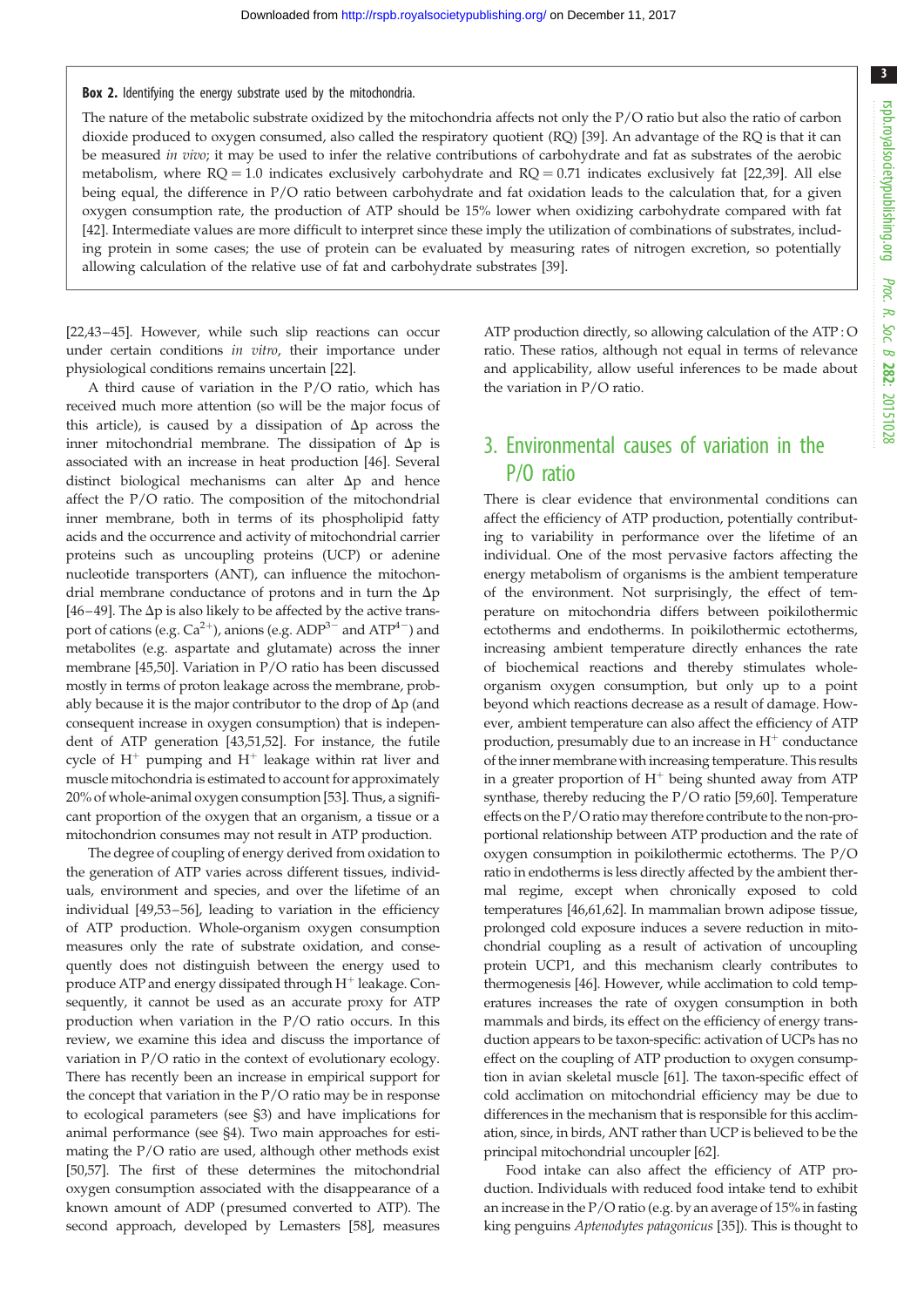**Box 2.** Identifying the energy substrate used by the mitochondria.

The nature of the metabolic substrate oxidized by the mitochondria affects not only the P/O ratio but also the ratio of carbon dioxide produced to oxygen consumed, also called the respiratory quotient (RQ) [39]. An advantage of the RQ is that it can be measured *in vivo*; it may be used to infer the relative contributions of carbohydrate and fat as substrates of the aerobic metabolism, where RQ = 1.0 indicates exclusively carbohydrate and RQ = 0.71 indicates exclusively fat [22,39]. All else being equal, the difference in P/O ratio between carbohydrate and fat oxidation leads to the calculation that, for a given oxygen consumption rate, the production of ATP should be 15% lower when oxidizing carbohydrate compared with fat [42]. Intermediate values are more difficult to interpret since these imply the utilization of combinations of substrates, including protein in some cases; the use of protein can be evaluated by measuring rates of nitrogen excretion, so potentially allowing calculation of the relative use of fat and carbohydrate substrates [39].

[22,43–45]. However, while such slip reactions can occur under certain conditions *in vitro*, their importance under physiological conditions remains uncertain [22].

A third cause of variation in the P/O ratio, which has received much more attention (so will be the major focus of this article), is caused by a dissipation of $\Delta p$ across the inner mitochondrial membrane. The dissipation of $\Delta p$ is associated with an increase in heat production [46]. Several distinct biological mechanisms can alter $\Delta p$ and hence affect the P/O ratio. The composition of the mitochondrial inner membrane, both in terms of its phospholipid fatty acids and the occurrence and activity of mitochondrial carrier proteins such as uncoupling proteins (UCP) or adenine nucleotide transporters (ANT), can influence the mitochondrial membrane conductance of protons and in turn the $\Delta p$ [46–49]. The $\Delta p$ is also likely to be affected by the active transport of cations (e.g. $Ca^{2+}$), anions (e.g. $ADP^{3-}$ and $ATP^{4-}$) and metabolites (e.g. aspartate and glutamate) across the inner membrane [45,50]. Variation in P/O ratio has been discussed mostly in terms of proton leakage across the membrane, probably because it is the major contributor to the drop of $\Delta p$ (and consequent increase in oxygen consumption) that is independent of ATP generation [43,51,52]. For instance, the futile cycle of $H^+$ pumping and $H^+$ leakage within rat liver and muscle mitochondria is estimated to account for approximately 20% of whole-animal oxygen consumption [53]. Thus, a significant proportion of the oxygen that an organism, a tissue or a mitochondrion consumes may not result in ATP production.

The degree of coupling of energy derived from oxidation to the generation of ATP varies across different tissues, individuals, environment and species, and over the lifetime of an individual [49,53–56], leading to variation in the efficiency of ATP production. Whole-organism oxygen consumption measures only the rate of substrate oxidation, and consequently does not distinguish between the energy used to produce ATP and energy dissipated through $H^+$ leakage. Consequently, it cannot be used as an accurate proxy for ATP production when variation in the P/O ratio occurs. In this review, we examine this idea and discuss the importance of variation in P/O ratio in the context of evolutionary ecology. There has recently been an increase in empirical support for the concept that variation in the P/O ratio may be in response to ecological parameters (see §3) and have implications for animal performance (see §4). Two main approaches for estimating the P/O ratio are used, although other methods exist [50,57]. The first of these determines the mitochondrial oxygen consumption associated with the disappearance of a known amount of ADP (presumed converted to ATP). The second approach, developed by Lemasters [58], measures ATP production directly, so allowing calculation of the ATP : O ratio. These ratios, although not equal in terms of relevance and applicability, allow useful inferences to be made about the variation in P/O ratio.

## 3. Environmental causes of variation in the P/O ratio

There is clear evidence that environmental conditions can affect the efficiency of ATP production, potentially contributing to variability in performance over the lifetime of an individual. One of the most pervasive factors affecting the energy metabolism of organisms is the ambient temperature of the environment. Not surprisingly, the effect of temperature on mitochondria differs between poikilothermic ectotherms and endotherms. In poikilothermic ectotherms, increasing ambient temperature directly enhances the rate of biochemical reactions and thereby stimulates whole-organism oxygen consumption, but only up to a point beyond which reactions decrease as a result of damage. However, ambient temperature can also affect the efficiency of ATP production, presumably due to an increase in $H^+$ conductance of the inner membrane with increasing temperature. This results in a greater proportion of $H^+$ being shunted away from ATP synthase, thereby reducing the P/O ratio [59,60]. Temperature effects on the P/O ratio may therefore contribute to the non-proportional relationship between ATP production and the rate of oxygen consumption in poikilothermic ectotherms. The P/O ratio in endotherms is less directly affected by the ambient thermal regime, except when chronically exposed to cold temperatures [46,61,62]. In mammalian brown adipose tissue, prolonged cold exposure induces a severe reduction in mitochondrial coupling as a result of activation of uncoupling protein UCP1, and this mechanism clearly contributes to thermogenesis [46]. However, while acclimation to cold temperatures increases the rate of oxygen consumption in both mammals and birds, its effect on the efficiency of energy transduction appears to be taxon-specific: activation of UCPs has no effect on the coupling of ATP production to oxygen consumption in avian skeletal muscle [61]. The taxon-specific effect of cold acclimation on mitochondrial efficiency may be due to differences in the mechanism that is responsible for this acclimation, since, in birds, ANT rather than UCP is believed to be the principal mitochondrial uncoupler [62].

Food intake can also affect the efficiency of ATP production. Individuals with reduced food intake tend to exhibit an increase in the P/O ratio (e.g. by an average of 15% in fasting king penguins *Aptenodytes patagonicus* [35]). This is thought to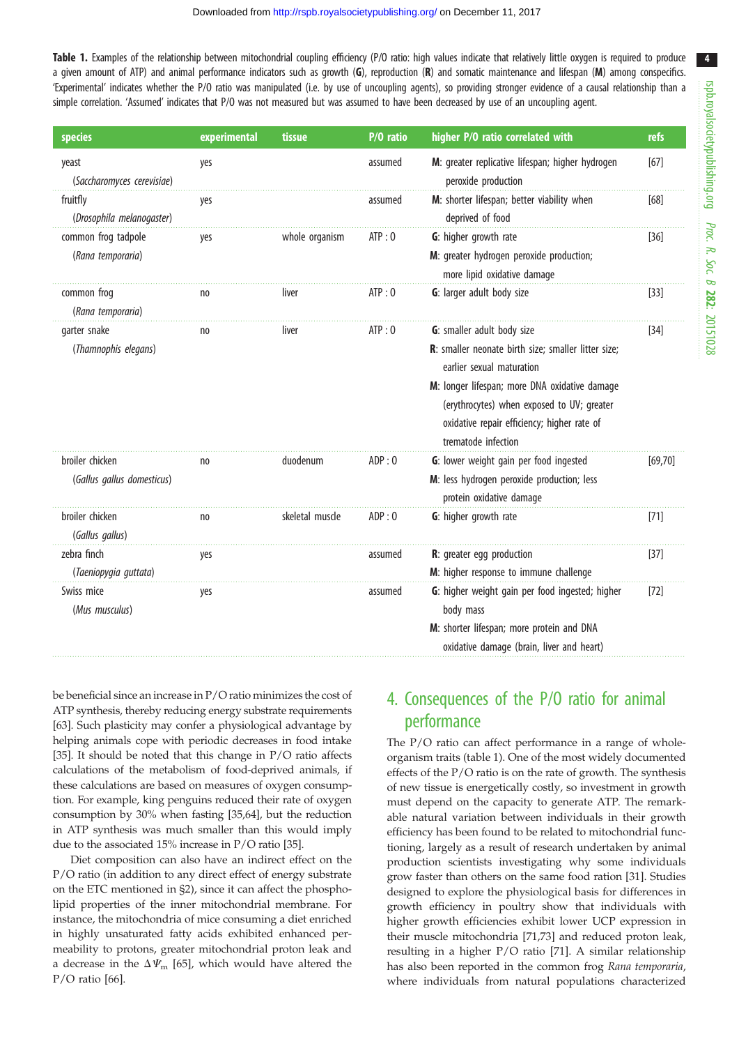**Table 1.** Examples of the relationship between mitochondrial coupling efficiency (P/O ratio: high values indicate that relatively little oxygen is required to produce a given amount of ATP) and animal performance indicators such as growth (**G**), reproduction (**R**) and somatic maintenance and lifespan (**M**) among conspecifics. 'Experimental' indicates whether the P/O ratio was manipulated (i.e. by use of uncoupling agents), so providing stronger evidence of a causal relationship than a simple correlation. 'Assumed' indicates that P/O was not measured but was assumed to have been decreased by use of an uncoupling agent.

| species | experimental | tissue | P/O ratio | higher P/O ratio correlated with | refs |
|---|---|---|---|---|---|
| yeast (*Saccharomyces cerevisiae*) | yes | | assumed | **M**: greater replicative lifespan; higher hydrogen peroxide production | [67] |
| fruitfly (*Drosophila melanogaster*) | yes | | assumed | **M**: shorter lifespan; better viability when deprived of food | [68] |
| common frog tadpole (*Rana temporaria*) | yes | whole organism | ATP : O | **G**: higher growth rate<br>**M**: greater hydrogen peroxide production; more lipid oxidative damage | [36] |
| common frog (*Rana temporaria*) | no | liver | ATP : O | **G**: larger adult body size | [33] |
| garter snake (*Thamnophis elegans*) | no | liver | ATP : O | **G**: smaller adult body size<br>**R**: smaller neonate birth size; smaller litter size; earlier sexual maturation<br>**M**: longer lifespan; more DNA oxidative damage (erythrocytes) when exposed to UV; greater oxidative repair efficiency; higher rate of trematode infection | [34] |
| broiler chicken (*Gallus gallus domesticus*) | no | duodenum | ADP : O | **G**: lower weight gain per food ingested<br>**M**: less hydrogen peroxide production; less protein oxidative damage | [69,70] |
| broiler chicken (*Gallus gallus*) | no | skeletal muscle | ADP : O | **G**: higher growth rate | [71] |
| zebra finch (*Taeniopygia guttata*) | yes | | assumed | **R**: greater egg production<br>**M**: higher response to immune challenge | [37] |
| Swiss mice (*Mus musculus*) | yes | | assumed | **G**: higher weight gain per food ingested; higher body mass<br>**M**: shorter lifespan; more protein and DNA oxidative damage (brain, liver and heart) | [72] |

be beneficial since an increase in P/O ratio minimizes the cost of ATP synthesis, thereby reducing energy substrate requirements [63]. Such plasticity may confer a physiological advantage by helping animals cope with periodic decreases in food intake [35]. It should be noted that this change in P/O ratio affects calculations of the metabolism of food-deprived animals, if these calculations are based on measures of oxygen consumption. For example, king penguins reduced their rate of oxygen consumption by 30% when fasting [35,64], but the reduction in ATP synthesis was much smaller than this would imply due to the associated 15% increase in P/O ratio [35].

Diet composition can also have an indirect effect on the P/O ratio (in addition to any direct effect of energy substrate on the ETC mentioned in §2), since it can affect the phospholipid properties of the inner mitochondrial membrane. For instance, the mitochondria of mice consuming a diet enriched in highly unsaturated fatty acids exhibited enhanced permeability to protons, greater mitochondrial proton leak and a decrease in the $\Delta\Psi_m$ [65], which would have altered the P/O ratio [66].

## 4. Consequences of the P/O ratio for animal performance

The P/O ratio can affect performance in a range of whole-organism traits (table 1). One of the most widely documented effects of the P/O ratio is on the rate of growth. The synthesis of new tissue is energetically costly, so investment in growth must depend on the capacity to generate ATP. The remarkable natural variation between individuals in their growth efficiency has been found to be related to mitochondrial functioning, largely as a result of research undertaken by animal production scientists investigating why some individuals grow faster than others on the same food ration [31]. Studies designed to explore the physiological basis for differences in growth efficiency in poultry show that individuals with higher growth efficiencies exhibit lower UCP expression in their muscle mitochondria [71,73] and reduced proton leak, resulting in a higher P/O ratio [71]. A similar relationship has also been reported in the common frog *Rana temporaria*, where individuals from natural populations characterized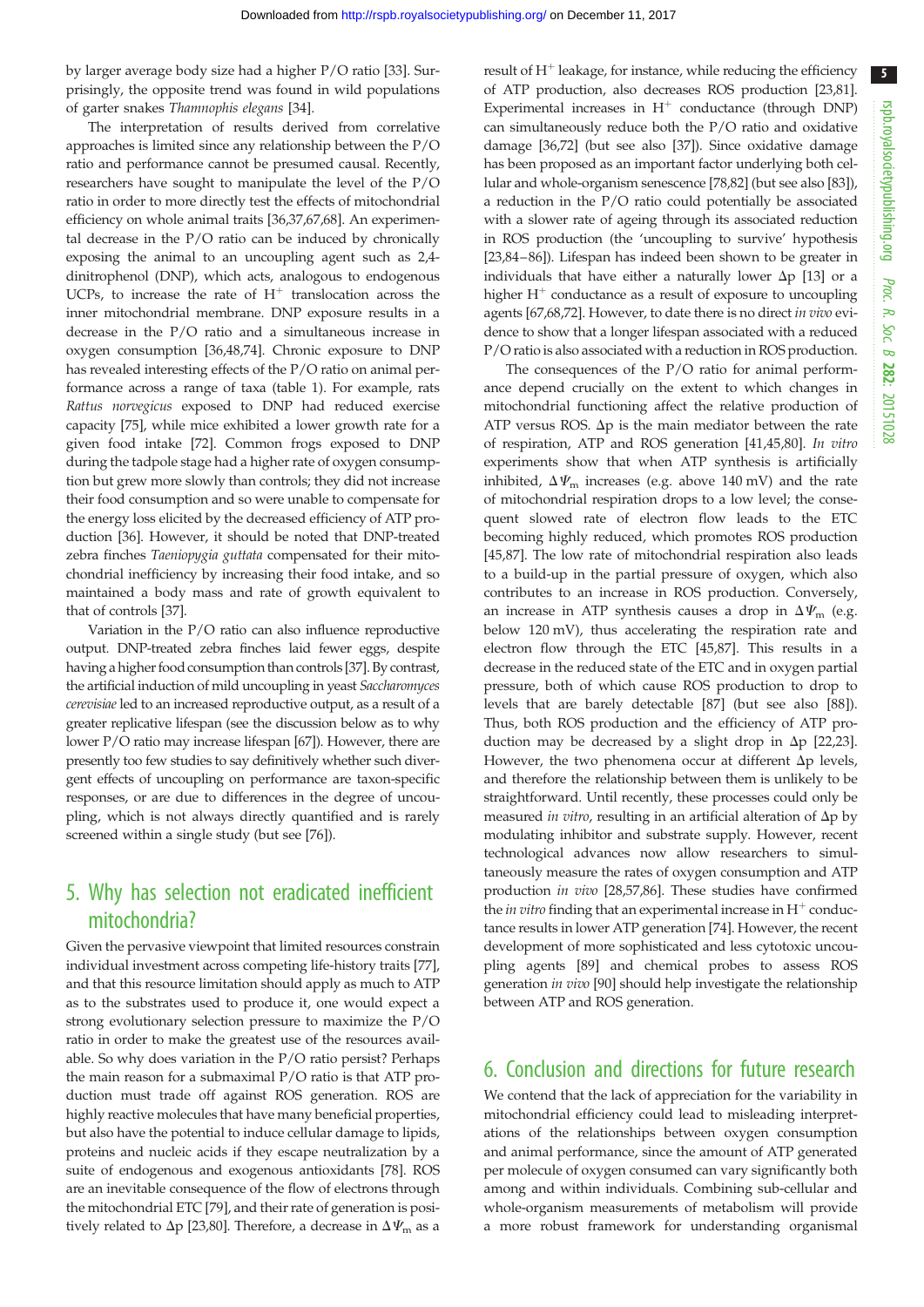by larger average body size had a higher P/O ratio [33]. Surprisingly, the opposite trend was found in wild populations of garter snakes *Thamnophis elegans* [34].

The interpretation of results derived from correlative approaches is limited since any relationship between the P/O ratio and performance cannot be presumed causal. Recently, researchers have sought to manipulate the level of the P/O ratio in order to more directly test the effects of mitochondrial efficiency on whole animal traits [36,37,67,68]. An experimental decrease in the P/O ratio can be induced by chronically exposing the animal to an uncoupling agent such as 2,4-dinitrophenol (DNP), which acts, analogous to endogenous UCPs, to increase the rate of $H^+$ translocation across the inner mitochondrial membrane. DNP exposure results in a decrease in the P/O ratio and a simultaneous increase in oxygen consumption [36,48,74]. Chronic exposure to DNP has revealed interesting effects of the P/O ratio on animal performance across a range of taxa (table 1). For example, rats *Rattus norvegicus* exposed to DNP had reduced exercise capacity [75], while mice exhibited a lower growth rate for a given food intake [72]. Common frogs exposed to DNP during the tadpole stage had a higher rate of oxygen consumption but grew more slowly than controls; they did not increase their food consumption and so were unable to compensate for the energy loss elicited by the decreased efficiency of ATP production [36]. However, it should be noted that DNP-treated zebra finches *Taeniopygia guttata* compensated for their mitochondrial inefficiency by increasing their food intake, and so maintained a body mass and rate of growth equivalent to that of controls [37].

Variation in the P/O ratio can also influence reproductive output. DNP-treated zebra finches laid fewer eggs, despite having a higher food consumption than controls [37]. By contrast, the artificial induction of mild uncoupling in yeast *Saccharomyces cerevisiae* led to an increased reproductive output, as a result of a greater replicative lifespan (see the discussion below as to why lower P/O ratio may increase lifespan [67]). However, there are presently too few studies to say definitively whether such divergent effects of uncoupling on performance are taxon-specific responses, or are due to differences in the degree of uncoupling, which is not always directly quantified and is rarely screened within a single study (but see [76]).

## 5. Why has selection not eradicated inefficient mitochondria?

Given the pervasive viewpoint that limited resources constrain individual investment across competing life-history traits [77], and that this resource limitation should apply as much to ATP as to the substrates used to produce it, one would expect a strong evolutionary selection pressure to maximize the P/O ratio in order to make the greatest use of the resources available. So why does variation in the P/O ratio persist? Perhaps the main reason for a submaximal P/O ratio is that ATP production must trade off against ROS generation. ROS are highly reactive molecules that have many beneficial properties, but also have the potential to induce cellular damage to lipids, proteins and nucleic acids if they escape neutralization by a suite of endogenous and exogenous antioxidants [78]. ROS are an inevitable consequence of the flow of electrons through the mitochondrial ETC [79], and their rate of generation is positively related to $\Delta p$ [23,80]. Therefore, a decrease in $\Delta\Psi_m$ as a result of $H^+$ leakage, for instance, while reducing the efficiency of ATP production, also decreases ROS production [23,81]. Experimental increases in $H^+$ conductance (through DNP) can simultaneously reduce both the P/O ratio and oxidative damage [36,72] (but see also [37]). Since oxidative damage has been proposed as an important factor underlying both cellular and whole-organism senescence [78,82] (but see also [83]), a reduction in the P/O ratio could potentially be associated with a slower rate of ageing through its associated reduction in ROS production (the 'uncoupling to survive' hypothesis [23,84–86]). Lifespan has indeed been shown to be greater in individuals that have either a naturally lower $\Delta p$ [13] or a higher $H^+$ conductance as a result of exposure to uncoupling agents [67,68,72]. However, to date there is no direct *in vivo* evidence to show that a longer lifespan associated with a reduced P/O ratio is also associated with a reduction in ROS production.

The consequences of the P/O ratio for animal performance depend crucially on the extent to which changes in mitochondrial functioning affect the relative production of ATP versus ROS. $\Delta p$ is the main mediator between the rate of respiration, ATP and ROS generation [41,45,80]. *In vitro* experiments show that when ATP synthesis is artificially inhibited, $\Delta\Psi_m$ increases (e.g. above 140 mV) and the rate of mitochondrial respiration drops to a low level; the consequent slowed rate of electron flow leads to the ETC becoming highly reduced, which promotes ROS production [45,87]. The low rate of mitochondrial respiration also leads to a build-up in the partial pressure of oxygen, which also contributes to an increase in ROS production. Conversely, an increase in ATP synthesis causes a drop in $\Delta\Psi_m$ (e.g. below 120 mV), thus accelerating the respiration rate and electron flow through the ETC [45,87]. This results in a decrease in the reduced state of the ETC and in oxygen partial pressure, both of which cause ROS production to drop to levels that are barely detectable [87] (but see also [88]). Thus, both ROS production and the efficiency of ATP production may be decreased by a slight drop in $\Delta p$ [22,23]. However, the two phenomena occur at different $\Delta p$ levels, and therefore the relationship between them is unlikely to be straightforward. Until recently, these processes could only be measured *in vitro*, resulting in an artificial alteration of $\Delta p$ by modulating inhibitor and substrate supply. However, recent technological advances now allow researchers to simultaneously measure the rates of oxygen consumption and ATP production *in vivo* [28,57,86]. These studies have confirmed the *in vitro* finding that an experimental increase in $H^+$ conductance results in lower ATP generation [74]. However, the recent development of more sophisticated and less cytotoxic uncoupling agents [89] and chemical probes to assess ROS generation *in vivo* [90] should help investigate the relationship between ATP and ROS generation.

## 6. Conclusion and directions for future research

We contend that the lack of appreciation for the variability in mitochondrial efficiency could lead to misleading interpretations of the relationships between oxygen consumption and animal performance, since the amount of ATP generated per molecule of oxygen consumed can vary significantly both among and within individuals. Combining sub-cellular and whole-organism measurements of metabolism will provide a more robust framework for understanding organismal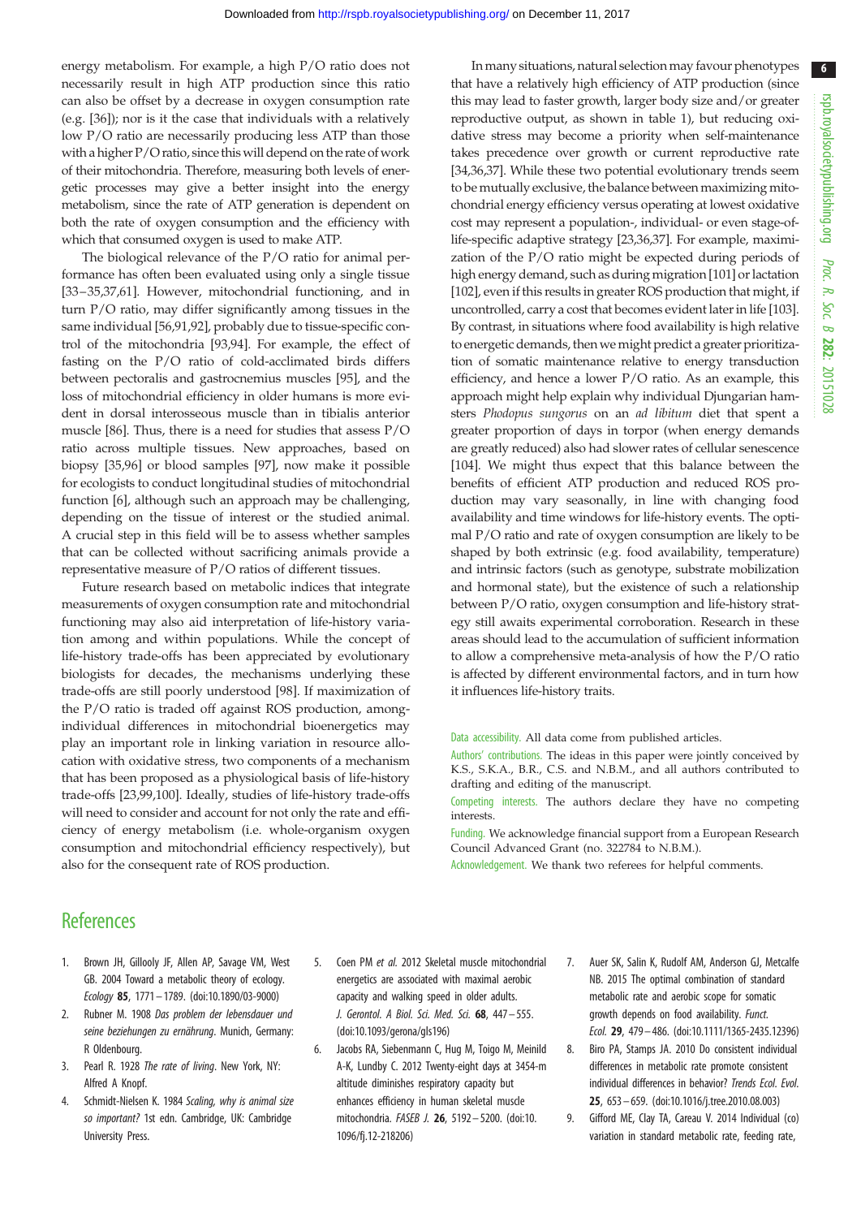energy metabolism. For example, a high P/O ratio does not necessarily result in high ATP production since this ratio can also be offset by a decrease in oxygen consumption rate (e.g. [36]); nor is it the case that individuals with a relatively low P/O ratio are necessarily producing less ATP than those with a higher P/O ratio, since this will depend on the rate of work of their mitochondria. Therefore, measuring both levels of energetic processes may give a better insight into the energy metabolism, since the rate of ATP generation is dependent on both the rate of oxygen consumption and the efficiency with which that consumed oxygen is used to make ATP.

The biological relevance of the P/O ratio for animal performance has often been evaluated using only a single tissue [33–35,37,61]. However, mitochondrial functioning, and in turn P/O ratio, may differ significantly among tissues in the same individual [56,91,92], probably due to tissue-specific control of the mitochondria [93,94]. For example, the effect of fasting on the P/O ratio of cold-acclimated birds differs between pectoralis and gastrocnemius muscles [95], and the loss of mitochondrial efficiency in older humans is more evident in dorsal interosseous muscle than in tibialis anterior muscle [86]. Thus, there is a need for studies that assess P/O ratio across multiple tissues. New approaches, based on biopsy [35,96] or blood samples [97], now make it possible for ecologists to conduct longitudinal studies of mitochondrial function [6], although such an approach may be challenging, depending on the tissue of interest or the studied animal. A crucial step in this field will be to assess whether samples that can be collected without sacrificing animals provide a representative measure of P/O ratios of different tissues.

Future research based on metabolic indices that integrate measurements of oxygen consumption rate and mitochondrial functioning may also aid interpretation of life-history variation among and within populations. While the concept of life-history trade-offs has been appreciated by evolutionary biologists for decades, the mechanisms underlying these trade-offs are still poorly understood [98]. If maximization of the P/O ratio is traded off against ROS production, among-individual differences in mitochondrial bioenergetics may play an important role in linking variation in resource allocation with oxidative stress, two components of a mechanism that has been proposed as a physiological basis of life-history trade-offs [23,99,100]. Ideally, studies of life-history trade-offs will need to consider and account for not only the rate and efficiency of energy metabolism (i.e. whole-organism oxygen consumption and mitochondrial efficiency respectively), but also for the consequent rate of ROS production.

In many situations, natural selection may favour phenotypes that have a relatively high efficiency of ATP production (since this may lead to faster growth, larger body size and/or greater reproductive output, as shown in table 1), but reducing oxidative stress may become a priority when self-maintenance takes precedence over growth or current reproductive rate [34,36,37]. While these two potential evolutionary trends seem to be mutually exclusive, the balance between maximizing mitochondrial energy efficiency versus operating at lowest oxidative cost may represent a population-, individual- or even stage-of-life-specific adaptive strategy [23,36,37]. For example, maximization of the P/O ratio might be expected during periods of high energy demand, such as during migration [101] or lactation [102], even if this results in greater ROS production that might, if uncontrolled, carry a cost that becomes evident later in life [103]. By contrast, in situations where food availability is high relative to energetic demands, then we might predict a greater prioritization of somatic maintenance relative to energy transduction efficiency, and hence a lower P/O ratio. As an example, this approach might help explain why individual Djungarian hamsters *Phodopus sungorus* on an *ad libitum* diet that spent a greater proportion of days in torpor (when energy demands are greatly reduced) also had slower rates of cellular senescence [104]. We might thus expect that this balance between the benefits of efficient ATP production and reduced ROS production may vary seasonally, in line with changing food availability and time windows for life-history events. The optimal P/O ratio and rate of oxygen consumption are likely to be shaped by both extrinsic (e.g. food availability, temperature) and intrinsic factors (such as genotype, substrate mobilization and hormonal state), but the existence of such a relationship between P/O ratio, oxygen consumption and life-history strategy still awaits experimental corroboration. Research in these areas should lead to the accumulation of sufficient information to allow a comprehensive meta-analysis of how the P/O ratio is affected by different environmental factors, and in turn how it influences life-history traits.

Data accessibility. All data come from published articles.

Authors' contributions. The ideas in this paper were jointly conceived by K.S., S.K.A., B.R., C.S. and N.B.M., and all authors contributed to drafting and editing of the manuscript.

Competing interests. The authors declare they have no competing interests.

Funding. We acknowledge financial support from a European Research Council Advanced Grant (no. 322784 to N.B.M.).

Acknowledgement. We thank two referees for helpful comments.

## References

1. Brown JH, Gillooly JF, Allen AP, Savage VM, West GB. 2004 Toward a metabolic theory of ecology. *Ecology* **85**, 1771–1789. (doi:10.1890/03-9000)
2. Rubner M. 1908 *Das problem der lebensdauer und seine beziehungen zu ernährung*. Munich, Germany: R Oldenbourg.
3. Pearl R. 1928 *The rate of living*. New York, NY: Alfred A Knopf.
4. Schmidt-Nielsen K. 1984 *Scaling, why is animal size so important?* 1st edn. Cambridge, UK: Cambridge University Press.
5. Coen PM *et al.* 2012 Skeletal muscle mitochondrial energetics are associated with maximal aerobic capacity and walking speed in older adults. *J. Gerontol. A Biol. Sci. Med. Sci.* **68**, 447–555. (doi:10.1093/gerona/gls196)
6. Jacobs RA, Siebenmann C, Hug M, Toigo M, Meinild A-K, Lundby C. 2012 Twenty-eight days at 3454-m altitude diminishes respiratory capacity but enhances efficiency in human skeletal muscle mitochondria. *FASEB J.* **26**, 5192–5200. (doi:10.1096/fj.12-218206)
7. Auer SK, Salin K, Rudolf AM, Anderson GJ, Metcalfe NB. 2015 The optimal combination of standard metabolic rate and aerobic scope for somatic growth depends on food availability. *Funct. Ecol.* **29**, 479–486. (doi:10.1111/1365-2435.12396)
8. Biro PA, Stamps JA. 2010 Do consistent individual differences in metabolic rate promote consistent individual differences in behavior? *Trends Ecol. Evol.* **25**, 653–659. (doi:10.1016/j.tree.2010.08.003)
9. Gifford ME, Clay TA, Careau V. 2014 Individual (co) variation in standard metabolic rate, feeding rate,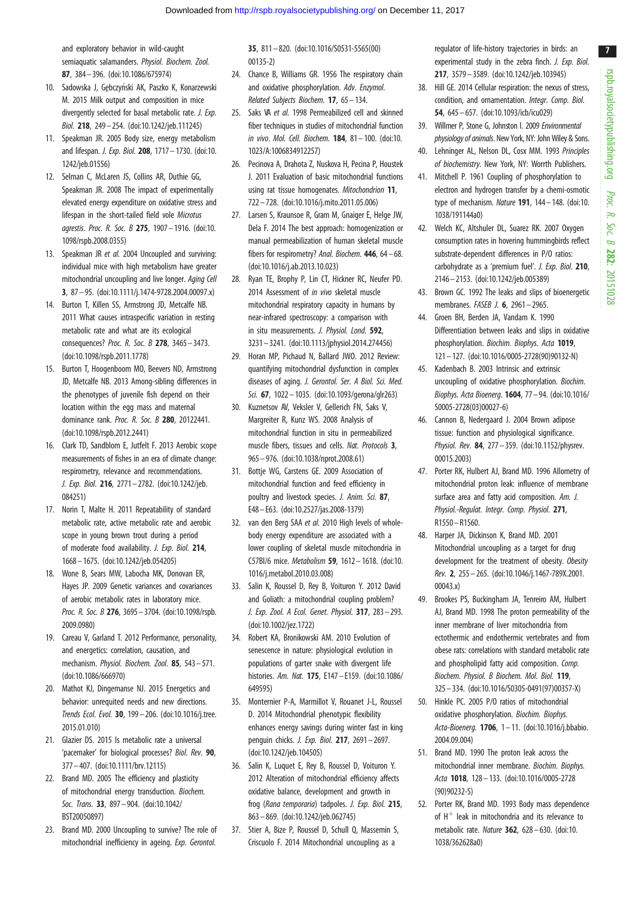and exploratory behavior in wild-caught semiaquatic salamanders. *Physiol. Biochem. Zool.* **87**, 384–396. (doi:10.1086/675974)

10. Sadowska J, Gębczyński AK, Paszko K, Konarzewski M. 2015 Milk output and composition in mice divergently selected for basal metabolic rate. *J. Exp. Biol.* **218**, 249–254. (doi:10.1242/jeb.111245)
11. Speakman JR. 2005 Body size, energy metabolism and lifespan. *J. Exp. Biol.* **208**, 1717–1730. (doi:10.1242/jeb.01556)
12. Selman C, McLaren JS, Collins AR, Duthie GG, Speakman JR. 2008 The impact of experimentally elevated energy expenditure on oxidative stress and lifespan in the short-tailed field vole *Microtus agrestis*. *Proc. R. Soc. B* **275**, 1907–1916. (doi:10.1098/rspb.2008.0355)
13. Speakman JR *et al.* 2004 Uncoupled and surviving: individual mice with high metabolism have greater mitochondrial uncoupling and live longer. *Aging Cell* **3**, 87–95. (doi:10.1111/j.1474-9728.2004.00097.x)
14. Burton T, Killen SS, Armstrong JD, Metcalfe NB. 2011 What causes intraspecific variation in resting metabolic rate and what are its ecological consequences? *Proc. R. Soc. B* **278**, 3465–3473. (doi:10.1098/rspb.2011.1778)
15. Burton T, Hoogenboom MO, Beevers ND, Armstrong JD, Metcalfe NB. 2013 Among-sibling differences in the phenotypes of juvenile fish depend on their location within the egg mass and maternal dominance rank. *Proc. R. Soc. B* **280**, 20122441. (doi:10.1098/rspb.2012.2441)
16. Clark TD, Sandblom E, Jutfelt F. 2013 Aerobic scope measurements of fishes in an era of climate change: respirometry, relevance and recommendations. *J. Exp. Biol.* **216**, 2771–2782. (doi:10.1242/jeb.084251)
17. Norin T, Malte H. 2011 Repeatability of standard metabolic rate, active metabolic rate and aerobic scope in young brown trout during a period of moderate food availability. *J. Exp. Biol.* **214**, 1668–1675. (doi:10.1242/jeb.054205)
18. Wone B, Sears MW, Labocha MK, Donovan ER, Hayes JP. 2009 Genetic variances and covariances of aerobic metabolic rates in laboratory mice. *Proc. R. Soc. B* **276**, 3695–3704. (doi:10.1098/rspb.2009.0980)
19. Careau V, Garland T. 2012 Performance, personality, and energetics: correlation, causation, and mechanism. *Physiol. Biochem. Zool.* **85**, 543–571. (doi:10.1086/666970)
20. Mathot KJ, Dingemanse NJ. 2015 Energetics and behavior: unrequited needs and new directions. *Trends Ecol. Evol.* **30**, 199–206. (doi:10.1016/j.tree.2015.01.010)
21. Glazier DS. 2015 Is metabolic rate a universal 'pacemaker' for biological processes? *Biol. Rev.* **90**, 377–407. (doi:10.1111/brv.12115)
22. Brand MD. 2005 The efficiency and plasticity of mitochondrial energy transduction. *Biochem. Soc. Trans.* **33**, 897–904. (doi:10.1042/BST20050897)
23. Brand MD. 2000 Uncoupling to survive? The role of mitochondrial inefficiency in ageing. *Exp. Gerontol.* **35**, 811–820. (doi:10.1016/S0531-5565(00)00135-2)
24. Chance B, Williams GR. 1956 The respiratory chain and oxidative phosphorylation. *Adv. Enzymol. Related Subjects Biochem.* **17**, 65–134.
25. Saks VA *et al.* 1998 Permeabilized cell and skinned fiber techniques in studies of mitochondrial function in vivo. *Mol. Cell. Biochem.* **184**, 81–100. (doi:10.1023/A:1006834912257)
26. Pecinova A, Drahota Z, Nuskova H, Pecina P, Houstek J. 2011 Evaluation of basic mitochondrial functions using rat tissue homogenates. *Mitochondrion* **11**, 722–728. (doi:10.1016/j.mito.2011.05.006)
27. Larsen S, Kraunsoe R, Gram M, Gnaiger E, Helge JW, Dela F. 2014 The best approach: homogenization or manual permeabilization of human skeletal muscle fibers for respirometry? *Anal. Biochem.* **446**, 64–68. (doi:10.1016/j.ab.2013.10.023)
28. Ryan TE, Brophy P, Lin CT, Hickner RC, Neufer PD. 2014 Assessment of *in vivo* skeletal muscle mitochondrial respiratory capacity in humans by near-infrared spectroscopy: a comparison with in situ measurements. *J. Physiol. Lond.* **592**, 3231–3241. (doi:10.1113/jphysiol.2014.274456)
29. Horan MP, Pichaud N, Ballard JWO. 2012 Review: quantifying mitochondrial dysfunction in complex diseases of aging. *J. Gerontol. Ser. A Biol. Sci. Med. Sci.* **67**, 1022–1035. (doi:10.1093/gerona/glr263)
30. Kuznetsov AV, Veksler V, Gellerich FN, Saks V, Margreiter R, Kunz WS. 2008 Analysis of mitochondrial function in situ in permeabilized muscle fibers, tissues and cells. *Nat. Protocols* **3**, 965–976. (doi:10.1038/nprot.2008.61)
31. Bottje WG, Carstens GE. 2009 Association of mitochondrial function and feed efficiency in poultry and livestock species. *J. Anim. Sci.* **87**, E48–E63. (doi:10.2527/jas.2008-1379)
32. van den Berg SAA *et al.* 2010 High levels of whole-body energy expenditure are associated with a lower coupling of skeletal muscle mitochondria in C57Bl/6 mice. *Metabolism* **59**, 1612–1618. (doi:10.1016/j.metabol.2010.03.008)
33. Salin K, Roussel D, Rey B, Voituron Y. 2012 David and Goliath: a mitochondrial coupling problem? *J. Exp. Zool. A Ecol. Genet. Physiol.* **317**, 283–293. (doi:10.1002/jez.1722)
34. Robert KA, Bronikowski AM. 2010 Evolution of senescence in nature: physiological evolution in populations of garter snake with divergent life histories. *Am. Nat.* **175**, E147–E159. (doi:10.1086/649595)
35. Monternier P-A, Marmillot V, Rouanet J-L, Roussel D. 2014 Mitochondrial phenotypic flexibility enhances energy savings during winter fast in king penguin chicks. *J. Exp. Biol.* **217**, 2691–2697. (doi:10.1242/jeb.104505)
36. Salin K, Luquet E, Rey B, Roussel D, Voituron Y. 2012 Alteration of mitochondrial efficiency affects oxidative balance, development and growth in frog (*Rana temporaria*) tadpoles. *J. Exp. Biol.* **215**, 863–869. (doi:10.1242/jeb.062745)
37. Stier A, Bize P, Roussel D, Schull Q, Massemin S, Criscuolo F. 2014 Mitochondrial uncoupling as a regulator of life-history trajectories in birds: an experimental study in the zebra finch. *J. Exp. Biol.* **217**, 3579–3589. (doi:10.1242/jeb.103945)
38. Hill GE. 2014 Cellular respiration: the nexus of stress, condition, and ornamentation. *Integr. Comp. Biol.* **54**, 645–657. (doi:10.1093/icb/icu029)
39. Willmer P, Stone G, Johnston I. 2009 *Environmental physiology of animals*. New York, NY: John Wiley & Sons.
40. Lehninger AL, Nelson DL, Cosx MM. 1993 *Principles of biochemistry*. New York, NY: Worrth Publishers.
41. Mitchell P. 1961 Coupling of phosphorylation to electron and hydrogen transfer by a chemi-osmotic type of mechanism. *Nature* **191**, 144–148. (doi:10.1038/191144a0)
42. Welch KC, Altshuler DL, Suarez RK. 2007 Oxygen consumption rates in hovering hummingbirds reflect substrate-dependent differences in P/O ratios: carbohydrate as a 'premium fuel'. *J. Exp. Biol.* **210**, 2146–2153. (doi:10.1242/jeb.005389)
43. Brown GC. 1992 The leaks and slips of bioenergetic membranes. *FASEB J.* **6**, 2961–2965.
44. Groen BH, Berden JA, Vandam K. 1990 Differentiation between leaks and slips in oxidative phosphorylation. *Biochim. Biophys. Acta* **1019**, 121–127. (doi:10.1016/0005-2728(90)90132-N)
45. Kadenbach B. 2003 Intrinsic and extrinsic uncoupling of oxidative phosphorylation. *Biochim. Biophys. Acta Bioenerg.* **1604**, 77–94. (doi:10.1016/S0005-2728(03)00027-6)
46. Cannon B, Nedergaard J. 2004 Brown adipose tissue: function and physiological significance. *Physiol. Rev.* **84**, 277–359. (doi:10.1152/physrev.00015.2003)
47. Porter RK, Hulbert AJ, Brand MD. 1996 Allometry of mitochondrial proton leak: influence of membrane surface area and fatty acid composition. *Am. J. Physiol.-Regulat. Integr. Comp. Physiol.* **271**, R1550–R1560.
48. Harper JA, Dickinson K, Brand MD. 2001 Mitochondrial uncoupling as a target for drug development for the treatment of obesity. *Obesity Rev.* **2**, 255–265. (doi:10.1046/j.1467-789X.2001.00043.x)
49. Brookes PS, Buckingham JA, Tenreiro AM, Hulbert AJ, Brand MD. 1998 The proton permeability of the inner membrane of liver mitochondria from ectothermic and endothermic vertebrates and from obese rats: correlations with standard metabolic rate and phospholipid fatty acid composition. *Comp. Biochem. Physiol. B Biochem. Mol. Biol.* **119**, 325–334. (doi:10.1016/S0305-0491(97)00357-X)
50. Hinkle PC. 2005 P/O ratios of mitochondrial oxidative phosphorylation. *Biochim. Biophys. Acta-Bioenerg.* **1706**, 1–11. (doi:10.1016/j.bbabio.2004.09.004)
51. Brand MD. 1990 The proton leak across the mitochondrial inner membrane. *Biochim. Biophys. Acta* **1018**, 128–133. (doi:10.1016/0005-2728(90)90232-S)
52. Porter RK, Brand MD. 1993 Body mass dependence of $H^+$ leak in mitochondria and its relevance to metabolic rate. *Nature* **362**, 628–630. (doi:10.1038/362628a0)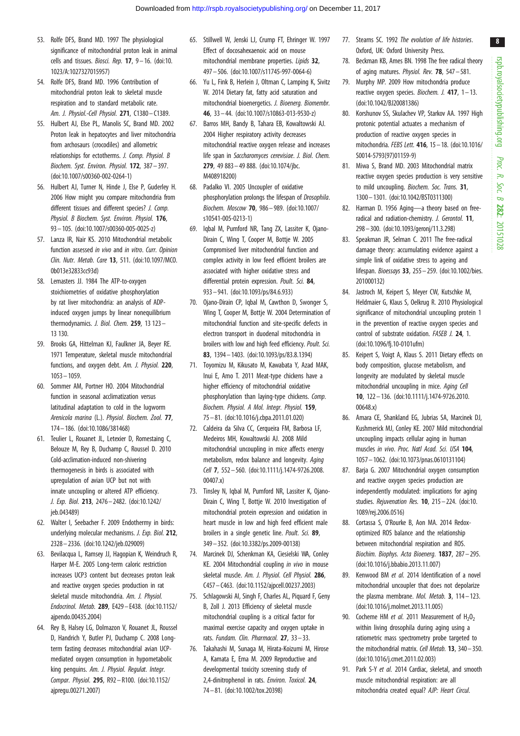53. Rolfe DFS, Brand MD. 1997 The physiological significance of mitochondrial proton leak in animal cells and tissues. *Biosci. Rep.* **17**, 9–16. (doi:10.1023/A:1027327015957)

54. Rolfe DFS, Brand MD. 1996 Contribution of mitochondrial proton leak to skeletal muscle respiration and to standard metabolic rate. *Am. J. Physiol.-Cell Physiol.* **271**, C1380–C1389.

55. Hulbert AJ, Else PL, Manolis SC, Brand MD. 2002 Proton leak in hepatocytes and liver mitochondria from archosaurs (crocodiles) and allometric relationships for ectotherms. *J. Comp. Physiol. B Biochem. Syst. Environ. Physiol.* **172**, 387–397. (doi:10.1007/s00360-002-0264-1)

56. Hulbert AJ, Turner N, Hinde J, Else P, Guderley H. 2006 How might you compare mitochondria from different tissues and different species? *J. Comp. Physiol. B Biochem. Syst. Environ. Physiol.* **176**, 93–105. (doi:10.1007/s00360-005-0025-z)

57. Lanza IR, Nair KS. 2010 Mitochondrial metabolic function assessed *in vivo* and *in vitro*. *Curr. Opinion Clin. Nutr. Metab. Care* **13**, 511. (doi:10.1097/MCO.0b013e32833cc93d)

58. Lemasters JJ. 1984 The ATP-to-oxygen stoichiometries of oxidative phosphorylation by rat liver mitochondria: an analysis of ADP-induced oxygen jumps by linear nonequilibrium thermodynamics. *J. Biol. Chem.* **259**, 13 123–13 130.

59. Brooks GA, Hittelman KJ, Faulkner JA, Beyer RE. 1971 Temperature, skeletal muscle mitochondrial functions, and oxygen debt. *Am. J. Physiol.* **220**, 1053–1059.

60. Sommer AM, Portner HO. 2004 Mitochondrial function in seasonal acclimatization versus latitudinal adaptation to cold in the lugworm *Arenicola marina* (L.). *Physiol. Biochem. Zool.* **77**, 174–186. (doi:10.1086/381468)

61. Teulier L, Rouanet JL, Letexier D, Romestaing C, Belouze M, Rey B, Duchamp C, Roussel D. 2010 Cold-acclimation-induced non-shivering thermogenesis in birds is associated with upregulation of avian UCP but not with innate uncoupling or altered ATP efficiency. *J. Exp. Biol.* **213**, 2476–2482. (doi:10.1242/jeb.043489)

62. Walter I, Seebacher F. 2009 Endothermy in birds: underlying molecular mechanisms. *J. Exp. Biol.* **212**, 2328–2336. (doi:10.1242/jeb.029009)

63. Bevilacqua L, Ramsey JJ, Hagopian K, Weindruch R, Harper M-E. 2005 Long-term caloric restriction increases UCP3 content but decreases proton leak and reactive oxygen species production in rat skeletal muscle mitochondria. *Am. J. Physiol. Endocrinol. Metab.* **289**, E429–E438. (doi:10.1152/ajpendo.00435.2004)

64. Rey B, Halsey LG, Dolmazon V, Rouanet JL, Roussel D, Handrich Y, Butler PJ, Duchamp C. 2008 Long-term fasting decreases mitochondrial avian UCP-mediated oxygen consumption in hypometabolic king penguins. *Am. J. Physiol. Regulat. Integr. Compar. Physiol.* **295**, R92–R100. (doi:10.1152/ajpregu.00271.2007)

65. Stillwell W, Jenski LJ, Crump FT, Ehringer W. 1997 Effect of docosahexaenoic acid on mouse mitochondrial membrane properties. *Lipids* **32**, 497–506. (doi:10.1007/s11745-997-0064-6)

66. Yu L, Fink B, Herlein J, Oltman C, Lamping K, Sivitz W. 2014 Dietary fat, fatty acid saturation and mitochondrial bioenergetics. *J. Bioenerg. Biomembr.* **46**, 33–44. (doi:10.1007/s10863-013-9530-z)

67. Barros MH, Bandy B, Tahara EB, Kowaltowski AJ. 2004 Higher respiratory activity decreases mitochondrial reactive oxygen release and increases life span in *Saccharomyces cerevisiae*. *J. Biol. Chem.* **279**, 49 883–49 888. (doi:10.1074/jbc.M408918200)

68. Padalko VI. 2005 Uncoupler of oxidative phosphorylation prolongs the lifespan of *Drosophila*. *Biochem. Moscow* **70**, 986–989. (doi:10.1007/s10541-005-0213-1)

69. Iqbal M, Pumford NR, Tang ZX, Lassiter K, Ojano-Dirain C, Wing T, Cooper M, Bottje W. 2005 Compromised liver mitochondrial function and complex activity in low feed efficient broilers are associated with higher oxidative stress and differential protein expression. *Poult. Sci.* **84**, 933–941. (doi:10.1093/ps/84.6.933)

70. Ojano-Dirain CP, Iqbal M, Cawthon D, Swonger S, Wing T, Cooper M, Bottje W. 2004 Determination of mitochondrial function and site-specific defects in electron transport in duodenal mitochondria in broilers with low and high feed efficiency. *Poult. Sci.* **83**, 1394–1403. (doi:10.1093/ps/83.8.1394)

71. Toyomizu M, Kikusato M, Kawabata Y, Azad MAK, Inui E, Amo T. 2011 Meat-type chickens have a higher efficiency of mitochondrial oxidative phosphorylation than laying-type chickens. *Comp. Biochem. Physiol. A Mol. Integr. Physiol.* **159**, 75–81. (doi:10.1016/j.cbpa.2011.01.020)

72. Caldeira da Silva CC, Cerqueira FM, Barbosa LF, Medeiros MH, Kowaltowski AJ. 2008 Mild mitochondrial uncoupling in mice affects energy metabolism, redox balance and longevity. *Aging Cell* **7**, 552–560. (doi:10.1111/j.1474-9726.2008.00407.x)

73. Tinsley N, Iqbal M, Pumford NR, Lassiter K, Ojano-Dirain C, Wing T, Bottje W. 2010 Investigation of mitochondrial protein expression and oxidation in heart muscle in low and high feed efficient male broilers in a single genetic line. *Poult. Sci.* **89**, 349–352. (doi:10.3382/ps.2009-00138)

74. Marcinek DJ, Schenkman KA, Ciesielski WA, Conley KE. 2004 Mitochondrial coupling *in vivo* in mouse skeletal muscle. *Am. J. Physiol. Cell Physiol.* **286**, C457–C463. (doi:10.1152/ajpcell.00237.2003)

75. Schlagowski AI, Singh F, Charles AL, Piquard F, Geny B, Zoll J. 2013 Efficiency of skeletal muscle mitochondrial coupling is a critical factor for maximal exercise capacity and oxygen uptake in rats. *Fundam. Clin. Pharmacol.* **27**, 33–33.

76. Takahashi M, Sunaga M, Hirata-Koizumi M, Hirose A, Kamata E, Ema M. 2009 Reproductive and developmental toxicity screening study of 2,4-dinitrophenol in rats. *Environ. Toxicol.* **24**, 74–81. (doi:10.1002/tox.20398)

77. Stearns SC. 1992 *The evolution of life histories*. Oxford, UK: Oxford University Press.

78. Beckman KB, Ames BN. 1998 The free radical theory of aging matures. *Physiol. Rev.* **78**, 547–581.

79. Murphy MP. 2009 How mitochondria produce reactive oxygen species. *Biochem. J.* **417**, 1–13. (doi:10.1042/BJ20081386)

80. Korshunov SS, Skulachev VP, Starkov AA. 1997 High protonic potential actuates a mechanism of production of reactive oxygen species in mitochondria. *FEBS Lett.* **416**, 15–18. (doi:10.1016/S0014-5793(97)01159-9)

81. Miwa S, Brand MD. 2003 Mitochondrial matrix reactive oxygen species production is very sensitive to mild uncoupling. *Biochem. Soc. Trans.* **31**, 1300–1301. (doi:10.1042/BST0311300)

82. Harman D. 1956 Aging—a theory based on free-radical and radiation-chemistry. *J. Gerontol.* **11**, 298–300. (doi:10.1093/geronj/11.3.298)

83. Speakman JR, Selman C. 2011 The free-radical damage theory: accumulating evidence against a simple link of oxidative stress to ageing and lifespan. *Bioessays* **33**, 255–259. (doi:10.1002/bies.201000132)

84. Jastroch M, Keipert S, Meyer CW, Kutschke M, Heldmaier G, Klaus S, Oelkrug R. 2010 Physiological significance of mitochondrial uncoupling protein 1 in the prevention of reactive oxygen species and control of substrate oxidation. *FASEB J.* **24**, 1. (doi:10.1096/fj.10-0101ufm)

85. Keipert S, Voigt A, Klaus S. 2011 Dietary effects on body composition, glucose metabolism, and longevity are modulated by skeletal muscle mitochondrial uncoupling in mice. *Aging Cell* **10**, 122–136. (doi:10.1111/j.1474-9726.2010.00648.x)

86. Amara CE, Shankland EG, Jubrias SA, Marcinek DJ, Kushmerick MJ, Conley KE. 2007 Mild mitochondrial uncoupling impacts cellular aging in human muscles *in vivo*. *Proc. Natl Acad. Sci. USA* **104**, 1057–1062. (doi:10.1073/pnas.0610131104)

87. Barja G. 2007 Mitochondrial oxygen consumption and reactive oxygen species production are independently modulated: implications for aging studies. *Rejuvenation Res.* **10**, 215–224. (doi:10.1089/rej.2006.0516)

88. Cortassa S, O'Rourke B, Aon MA. 2014 Redox-optimized ROS balance and the relationship between mitochondrial respiration and ROS. *Biochim. Biophys. Acta Bioenerg.* **1837**, 287–295. (doi:10.1016/j.bbabio.2013.11.007)

89. Kenwood BM *et al.* 2014 Identification of a novel mitochondrial uncoupler that does not depolarize the plasma membrane. *Mol. Metab.* **3**, 114–123. (doi:10.1016/j.molmet.2013.11.005)

90. Cocheme HM *et al.* 2011 Measurement of $H_2O_2$ within living drosophila during aging using a ratiometric mass spectrometry probe targeted to the mitochondrial matrix. *Cell Metab.* **13**, 340–350. (doi:10.1016/j.cmet.2011.02.003)

91. Park S-Y *et al.* 2014 Cardiac, skeletal, and smooth muscle mitochondrial respiration: are all mitochondria created equal? *AJP: Heart Circul.*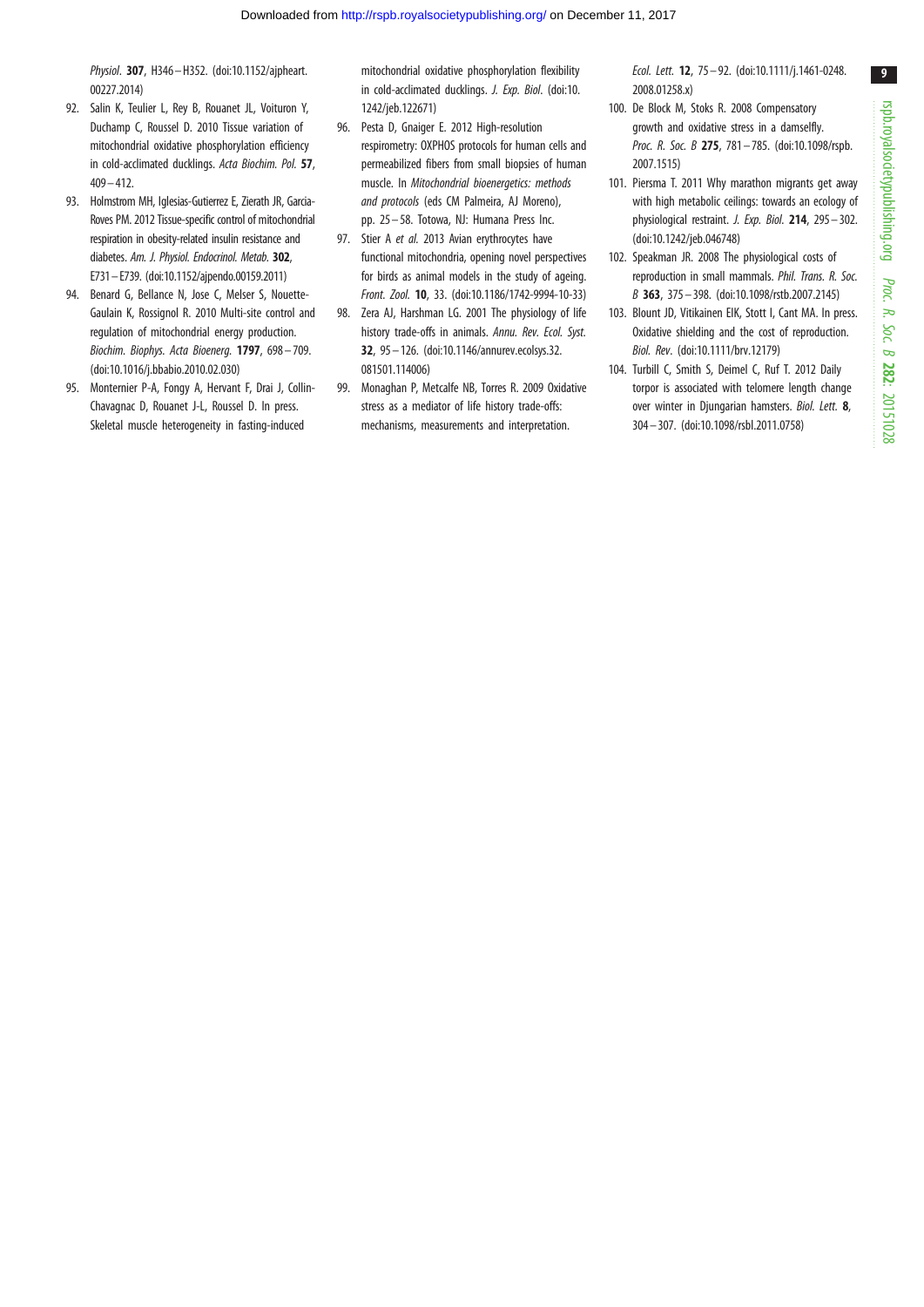*Physiol*. **307**, H346–H352. (doi:10.1152/ajpheart.00227.2014)

92. Salin K, Teulier L, Rey B, Rouanet JL, Voituron Y, Duchamp C, Roussel D. 2010 Tissue variation of mitochondrial oxidative phosphorylation efficiency in cold-acclimated ducklings. *Acta Biochim. Pol.* **57**, 409–412.
93. Holmstrom MH, Iglesias-Gutierrez E, Zierath JR, Garcia-Roves PM. 2012 Tissue-specific control of mitochondrial respiration in obesity-related insulin resistance and diabetes. *Am. J. Physiol. Endocrinol. Metab.* **302**, E731–E739. (doi:10.1152/ajpendo.00159.2011)
94. Benard G, Bellance N, Jose C, Melser S, Nouette-Gaulain K, Rossignol R. 2010 Multi-site control and regulation of mitochondrial energy production. *Biochim. Biophys. Acta Bioenerg.* **1797**, 698–709. (doi:10.1016/j.bbabio.2010.02.030)
95. Monternier P-A, Fongy A, Hervant F, Drai J, Collin-Chavagnac D, Rouanet J-L, Roussel D. In press. Skeletal muscle heterogeneity in fasting-induced mitochondrial oxidative phosphorylation flexibility in cold-acclimated ducklings. *J. Exp. Biol*. (doi:10.1242/jeb.122671)
96. Pesta D, Gnaiger E. 2012 High-resolution respirometry: OXPHOS protocols for human cells and permeabilized fibers from small biopsies of human muscle. In *Mitochondrial bioenergetics: methods and protocols* (eds CM Palmeira, AJ Moreno), pp. 25–58. Totowa, NJ: Humana Press Inc.
97. Stier A *et al.* 2013 Avian erythrocytes have functional mitochondria, opening novel perspectives for birds as animal models in the study of ageing. *Front. Zool.* **10**, 33. (doi:10.1186/1742-9994-10-33)
98. Zera AJ, Harshman LG. 2001 The physiology of life history trade-offs in animals. *Annu. Rev. Ecol. Syst.* **32**, 95–126. (doi:10.1146/annurev.ecolsys.32.081501.114006)
99. Monaghan P, Metcalfe NB, Torres R. 2009 Oxidative stress as a mediator of life history trade-offs: mechanisms, measurements and interpretation. *Ecol. Lett.* **12**, 75–92. (doi:10.1111/j.1461-0248.2008.01258.x)
100. De Block M, Stoks R. 2008 Compensatory growth and oxidative stress in a damselfly. *Proc. R. Soc. B* **275**, 781–785. (doi:10.1098/rspb.2007.1515)
101. Piersma T. 2011 Why marathon migrants get away with high metabolic ceilings: towards an ecology of physiological restraint. *J. Exp. Biol.* **214**, 295–302. (doi:10.1242/jeb.046748)
102. Speakman JR. 2008 The physiological costs of reproduction in small mammals. *Phil. Trans. R. Soc. B* **363**, 375–398. (doi:10.1098/rstb.2007.2145)
103. Blount JD, Vitikainen EIK, Stott I, Cant MA. In press. Oxidative shielding and the cost of reproduction. *Biol. Rev*. (doi:10.1111/brv.12179)
104. Turbill C, Smith S, Deimel C, Ruf T. 2012 Daily torpor is associated with telomere length change over winter in Djungarian hamsters. *Biol. Lett.* **8**, 304–307. (doi:10.1098/rsbl.2011.0758)